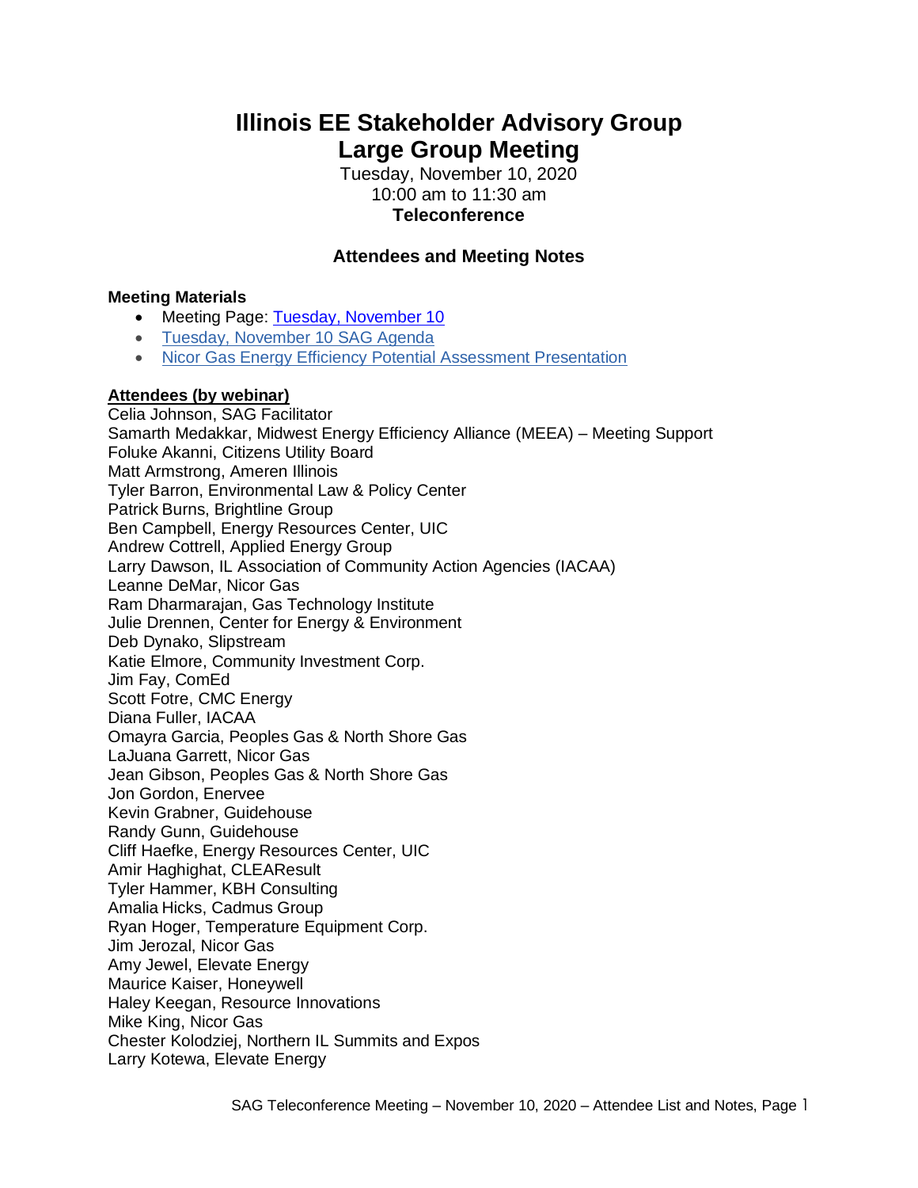# Illinois EE Stakeholder Advisory Group
# Large Group Meeting

Tuesday, November 10, 2020
10:00 am to 11:30 am
**Teleconference**

## Attendees and Meeting Notes

**Meeting Materials**

- Meeting Page: Tuesday, November 10
- Tuesday, November 10 SAG Agenda
- Nicor Gas Energy Efficiency Potential Assessment Presentation

**Attendees (by webinar)**

Celia Johnson, SAG Facilitator
Samarth Medakkar, Midwest Energy Efficiency Alliance (MEEA) – Meeting Support
Foluke Akanni, Citizens Utility Board
Matt Armstrong, Ameren Illinois
Tyler Barron, Environmental Law & Policy Center
Patrick Burns, Brightline Group
Ben Campbell, Energy Resources Center, UIC
Andrew Cottrell, Applied Energy Group
Larry Dawson, IL Association of Community Action Agencies (IACAA)
Leanne DeMar, Nicor Gas
Ram Dharmarajan, Gas Technology Institute
Julie Drennen, Center for Energy & Environment
Deb Dynako, Slipstream
Katie Elmore, Community Investment Corp.
Jim Fay, ComEd
Scott Fotre, CMC Energy
Diana Fuller, IACAA
Omayra Garcia, Peoples Gas & North Shore Gas
LaJuana Garrett, Nicor Gas
Jean Gibson, Peoples Gas & North Shore Gas
Jon Gordon, Enervee
Kevin Grabner, Guidehouse
Randy Gunn, Guidehouse
Cliff Haefke, Energy Resources Center, UIC
Amir Haghighat, CLEAResult
Tyler Hammer, KBH Consulting
Amalia Hicks, Cadmus Group
Ryan Hoger, Temperature Equipment Corp.
Jim Jerozal, Nicor Gas
Amy Jewel, Elevate Energy
Maurice Kaiser, Honeywell
Haley Keegan, Resource Innovations
Mike King, Nicor Gas
Chester Kolodziej, Northern IL Summits and Expos
Larry Kotewa, Elevate Energy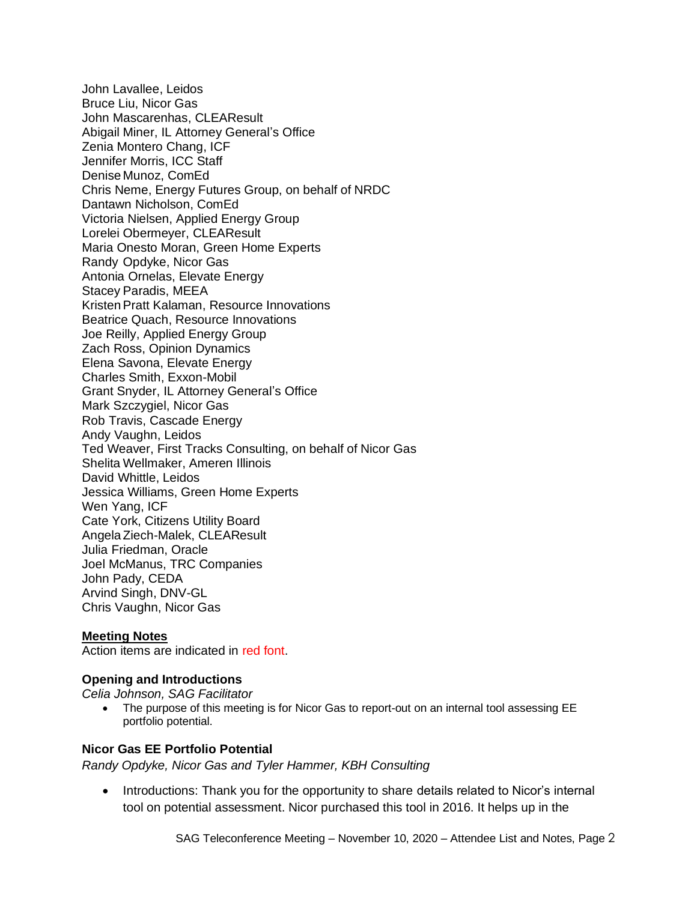John Lavallee, Leidos
Bruce Liu, Nicor Gas
John Mascarenhas, CLEAResult
Abigail Miner, IL Attorney General's Office
Zenia Montero Chang, ICF
Jennifer Morris, ICC Staff
Denise Munoz, ComEd
Chris Neme, Energy Futures Group, on behalf of NRDC
Dantawn Nicholson, ComEd
Victoria Nielsen, Applied Energy Group
Lorelei Obermeyer, CLEAResult
Maria Onesto Moran, Green Home Experts
Randy Opdyke, Nicor Gas
Antonia Ornelas, Elevate Energy
Stacey Paradis, MEEA
Kristen Pratt Kalaman, Resource Innovations
Beatrice Quach, Resource Innovations
Joe Reilly, Applied Energy Group
Zach Ross, Opinion Dynamics
Elena Savona, Elevate Energy
Charles Smith, Exxon-Mobil
Grant Snyder, IL Attorney General's Office
Mark Szczygiel, Nicor Gas
Rob Travis, Cascade Energy
Andy Vaughn, Leidos
Ted Weaver, First Tracks Consulting, on behalf of Nicor Gas
Shelita Wellmaker, Ameren Illinois
David Whittle, Leidos
Jessica Williams, Green Home Experts
Wen Yang, ICF
Cate York, Citizens Utility Board
Angela Ziech-Malek, CLEAResult
Julia Friedman, Oracle
Joel McManus, TRC Companies
John Pady, CEDA
Arvind Singh, DNV-GL
Chris Vaughn, Nicor Gas

## Meeting Notes

Action items are indicated in red font.

### Opening and Introductions

*Celia Johnson, SAG Facilitator*

- The purpose of this meeting is for Nicor Gas to report-out on an internal tool assessing EE portfolio potential.

### Nicor Gas EE Portfolio Potential

*Randy Opdyke, Nicor Gas and Tyler Hammer, KBH Consulting*

- Introductions: Thank you for the opportunity to share details related to Nicor's internal tool on potential assessment. Nicor purchased this tool in 2016. It helps up in the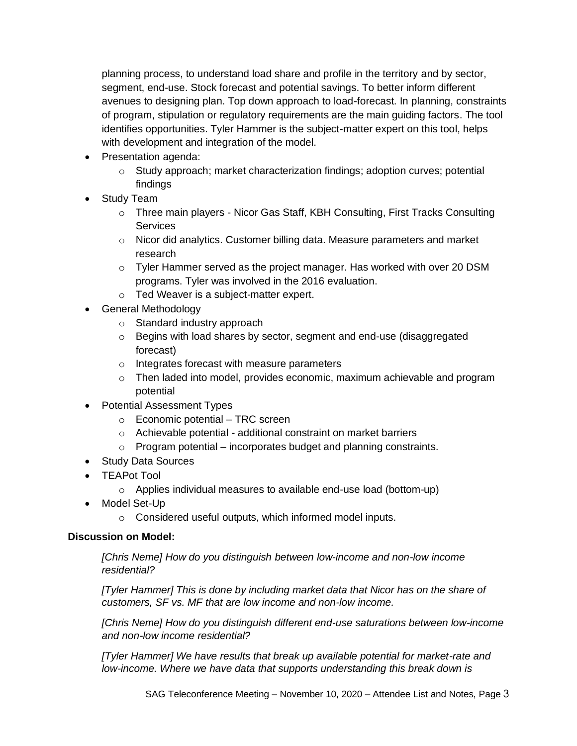planning process, to understand load share and profile in the territory and by sector, segment, end-use. Stock forecast and potential savings. To better inform different avenues to designing plan. Top down approach to load-forecast. In planning, constraints of program, stipulation or regulatory requirements are the main guiding factors. The tool identifies opportunities. Tyler Hammer is the subject-matter expert on this tool, helps with development and integration of the model.

- Presentation agenda:
  - Study approach; market characterization findings; adoption curves; potential findings
- Study Team
  - Three main players - Nicor Gas Staff, KBH Consulting, First Tracks Consulting Services
  - Nicor did analytics. Customer billing data. Measure parameters and market research
  - Tyler Hammer served as the project manager. Has worked with over 20 DSM programs. Tyler was involved in the 2016 evaluation.
  - Ted Weaver is a subject-matter expert.
- General Methodology
  - Standard industry approach
  - Begins with load shares by sector, segment and end-use (disaggregated forecast)
  - Integrates forecast with measure parameters
  - Then laded into model, provides economic, maximum achievable and program potential
- Potential Assessment Types
  - Economic potential – TRC screen
  - Achievable potential - additional constraint on market barriers
  - Program potential – incorporates budget and planning constraints.
- Study Data Sources
- TEAPot Tool
  - Applies individual measures to available end-use load (bottom-up)
- Model Set-Up
  - Considered useful outputs, which informed model inputs.

**Discussion on Model:**

*[Chris Neme] How do you distinguish between low-income and non-low income residential?*

*[Tyler Hammer] This is done by including market data that Nicor has on the share of customers, SF vs. MF that are low income and non-low income.*

*[Chris Neme] How do you distinguish different end-use saturations between low-income and non-low income residential?*

*[Tyler Hammer] We have results that break up available potential for market-rate and low-income. Where we have data that supports understanding this break down is*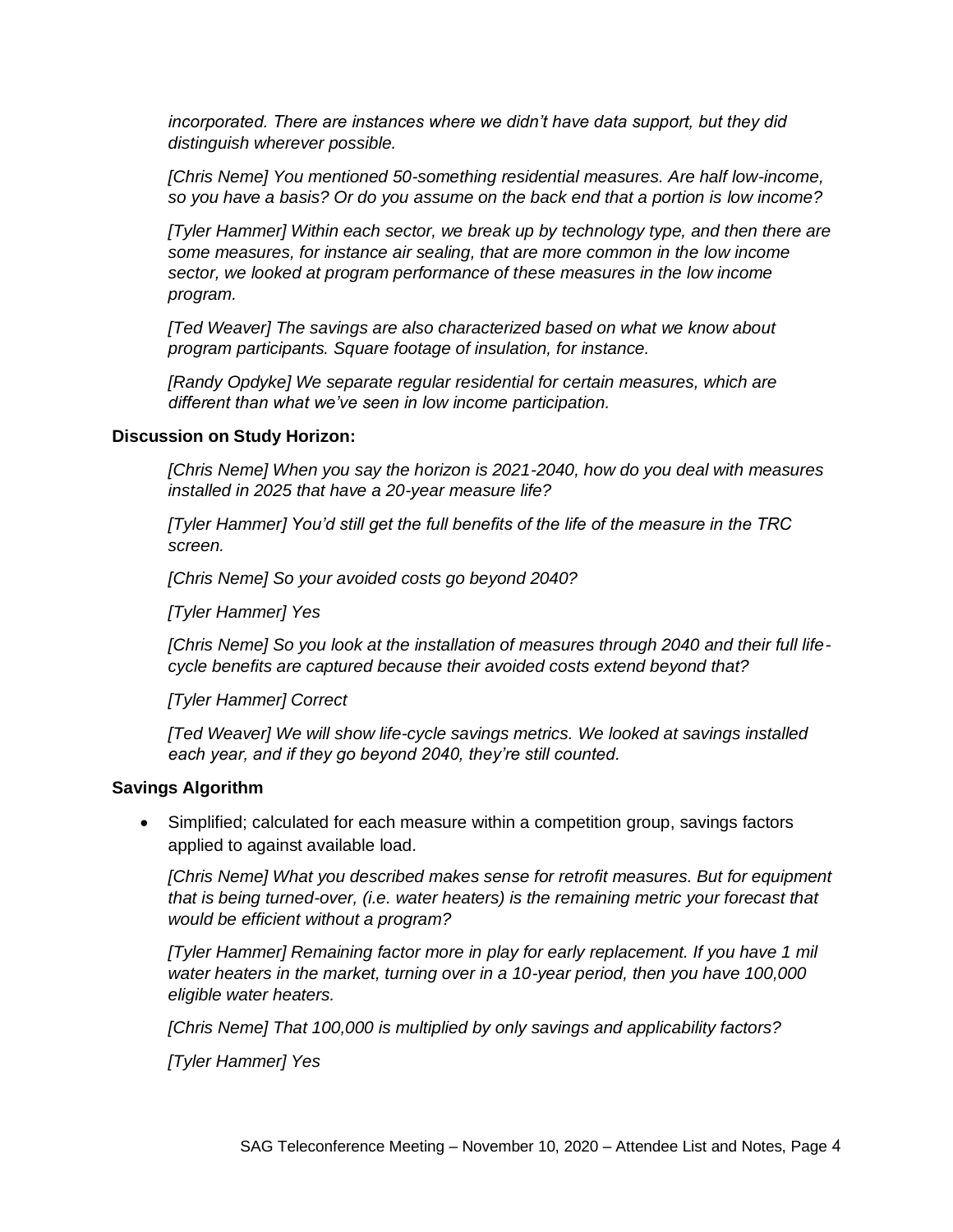*incorporated. There are instances where we didn't have data support, but they did distinguish wherever possible.*

*[Chris Neme] You mentioned 50-something residential measures. Are half low-income, so you have a basis? Or do you assume on the back end that a portion is low income?*

*[Tyler Hammer] Within each sector, we break up by technology type, and then there are some measures, for instance air sealing, that are more common in the low income sector, we looked at program performance of these measures in the low income program.*

*[Ted Weaver] The savings are also characterized based on what we know about program participants. Square footage of insulation, for instance.*

*[Randy Opdyke] We separate regular residential for certain measures, which are different than what we've seen in low income participation.*

**Discussion on Study Horizon:**

*[Chris Neme] When you say the horizon is 2021-2040, how do you deal with measures installed in 2025 that have a 20-year measure life?*

*[Tyler Hammer] You'd still get the full benefits of the life of the measure in the TRC screen.*

*[Chris Neme] So your avoided costs go beyond 2040?*

*[Tyler Hammer] Yes*

*[Chris Neme] So you look at the installation of measures through 2040 and their full life-cycle benefits are captured because their avoided costs extend beyond that?*

*[Tyler Hammer] Correct*

*[Ted Weaver] We will show life-cycle savings metrics. We looked at savings installed each year, and if they go beyond 2040, they're still counted.*

**Savings Algorithm**

- Simplified; calculated for each measure within a competition group, savings factors applied to against available load.

*[Chris Neme] What you described makes sense for retrofit measures. But for equipment that is being turned-over, (i.e. water heaters) is the remaining metric your forecast that would be efficient without a program?*

*[Tyler Hammer] Remaining factor more in play for early replacement. If you have 1 mil water heaters in the market, turning over in a 10-year period, then you have 100,000 eligible water heaters.*

*[Chris Neme] That 100,000 is multiplied by only savings and applicability factors?*

*[Tyler Hammer] Yes*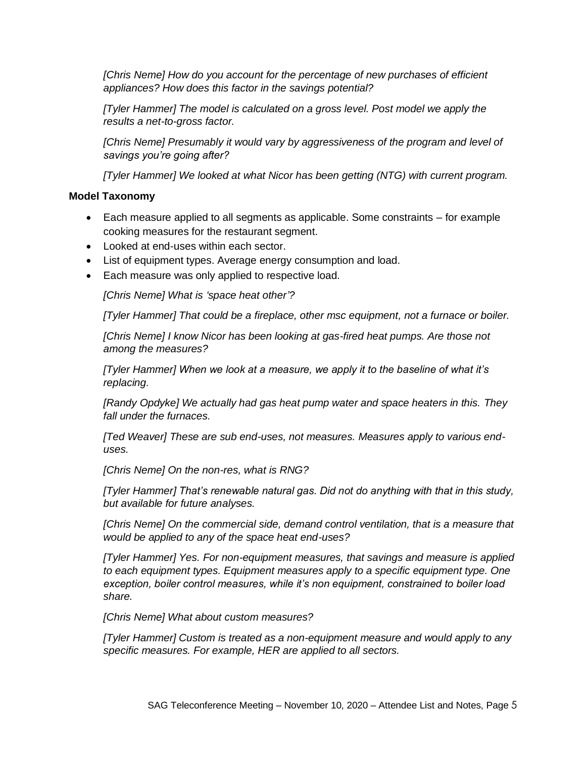*[Chris Neme] How do you account for the percentage of new purchases of efficient appliances? How does this factor in the savings potential?*

*[Tyler Hammer] The model is calculated on a gross level. Post model we apply the results a net-to-gross factor.*

*[Chris Neme] Presumably it would vary by aggressiveness of the program and level of savings you're going after?*

*[Tyler Hammer] We looked at what Nicor has been getting (NTG) with current program.*

**Model Taxonomy**

- Each measure applied to all segments as applicable. Some constraints – for example cooking measures for the restaurant segment.
- Looked at end-uses within each sector.
- List of equipment types. Average energy consumption and load.
- Each measure was only applied to respective load.

*[Chris Neme] What is 'space heat other'?*

*[Tyler Hammer] That could be a fireplace, other msc equipment, not a furnace or boiler.*

*[Chris Neme] I know Nicor has been looking at gas-fired heat pumps. Are those not among the measures?*

*[Tyler Hammer] When we look at a measure, we apply it to the baseline of what it's replacing.*

*[Randy Opdyke] We actually had gas heat pump water and space heaters in this. They fall under the furnaces.*

*[Ted Weaver] These are sub end-uses, not measures. Measures apply to various end-uses.*

*[Chris Neme] On the non-res, what is RNG?*

*[Tyler Hammer] That's renewable natural gas. Did not do anything with that in this study, but available for future analyses.*

*[Chris Neme] On the commercial side, demand control ventilation, that is a measure that would be applied to any of the space heat end-uses?*

*[Tyler Hammer] Yes. For non-equipment measures, that savings and measure is applied to each equipment types. Equipment measures apply to a specific equipment type. One exception, boiler control measures, while it's non equipment, constrained to boiler load share.*

*[Chris Neme] What about custom measures?*

*[Tyler Hammer] Custom is treated as a non-equipment measure and would apply to any specific measures. For example, HER are applied to all sectors.*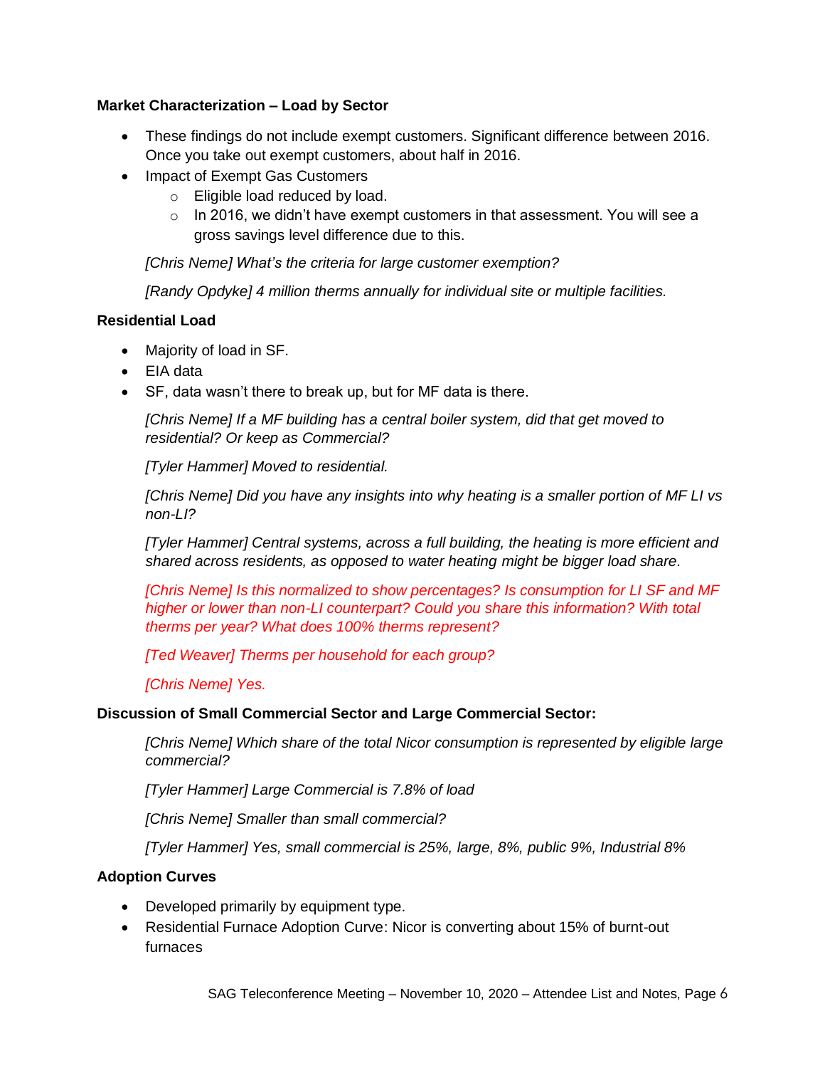**Market Characterization – Load by Sector**

- These findings do not include exempt customers. Significant difference between 2016. Once you take out exempt customers, about half in 2016.
- Impact of Exempt Gas Customers
  - Eligible load reduced by load.
  - In 2016, we didn't have exempt customers in that assessment. You will see a gross savings level difference due to this.

*[Chris Neme] What's the criteria for large customer exemption?*

*[Randy Opdyke] 4 million therms annually for individual site or multiple facilities.*

**Residential Load**

- Majority of load in SF.
- EIA data
- SF, data wasn't there to break up, but for MF data is there.

*[Chris Neme] If a MF building has a central boiler system, did that get moved to residential? Or keep as Commercial?*

*[Tyler Hammer] Moved to residential.*

*[Chris Neme] Did you have any insights into why heating is a smaller portion of MF LI vs non-LI?*

*[Tyler Hammer] Central systems, across a full building, the heating is more efficient and shared across residents, as opposed to water heating might be bigger load share.*

*[Chris Neme] Is this normalized to show percentages? Is consumption for LI SF and MF higher or lower than non-LI counterpart? Could you share this information? With total therms per year? What does 100% therms represent?*

*[Ted Weaver] Therms per household for each group?*

*[Chris Neme] Yes.*

**Discussion of Small Commercial Sector and Large Commercial Sector:**

*[Chris Neme] Which share of the total Nicor consumption is represented by eligible large commercial?*

*[Tyler Hammer] Large Commercial is 7.8% of load*

*[Chris Neme] Smaller than small commercial?*

*[Tyler Hammer] Yes, small commercial is 25%, large, 8%, public 9%, Industrial 8%*

**Adoption Curves**

- Developed primarily by equipment type.
- Residential Furnace Adoption Curve: Nicor is converting about 15% of burnt-out furnaces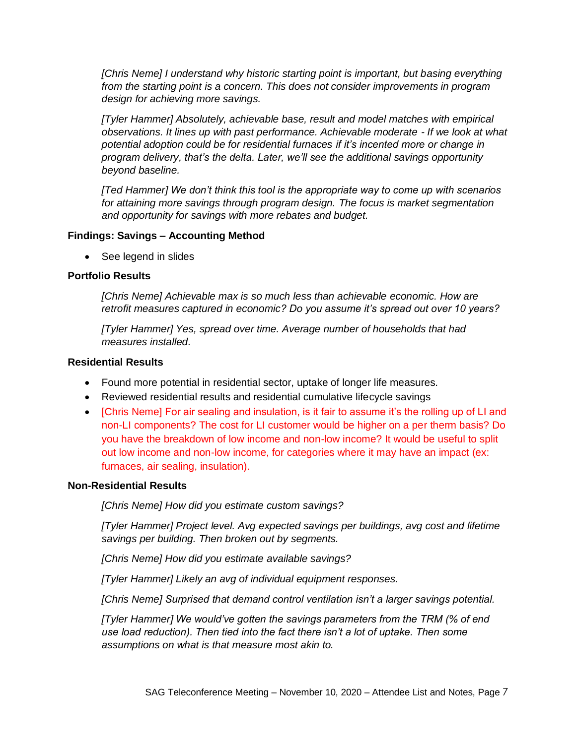*[Chris Neme] I understand why historic starting point is important, but basing everything from the starting point is a concern. This does not consider improvements in program design for achieving more savings.*

*[Tyler Hammer] Absolutely, achievable base, result and model matches with empirical observations. It lines up with past performance. Achievable moderate - If we look at what potential adoption could be for residential furnaces if it's incented more or change in program delivery, that's the delta. Later, we'll see the additional savings opportunity beyond baseline.*

*[Ted Hammer] We don't think this tool is the appropriate way to come up with scenarios for attaining more savings through program design. The focus is market segmentation and opportunity for savings with more rebates and budget.*

**Findings: Savings – Accounting Method**

- See legend in slides

**Portfolio Results**

*[Chris Neme] Achievable max is so much less than achievable economic. How are retrofit measures captured in economic? Do you assume it's spread out over 10 years?*

*[Tyler Hammer] Yes, spread over time. Average number of households that had measures installed.*

**Residential Results**

- Found more potential in residential sector, uptake of longer life measures.
- Reviewed residential results and residential cumulative lifecycle savings
- [Chris Neme] For air sealing and insulation, is it fair to assume it's the rolling up of LI and non-LI components? The cost for LI customer would be higher on a per therm basis? Do you have the breakdown of low income and non-low income? It would be useful to split out low income and non-low income, for categories where it may have an impact (ex: furnaces, air sealing, insulation).

**Non-Residential Results**

*[Chris Neme] How did you estimate custom savings?*

*[Tyler Hammer] Project level. Avg expected savings per buildings, avg cost and lifetime savings per building. Then broken out by segments.*

*[Chris Neme] How did you estimate available savings?*

*[Tyler Hammer] Likely an avg of individual equipment responses.*

*[Chris Neme] Surprised that demand control ventilation isn't a larger savings potential.*

*[Tyler Hammer] We would've gotten the savings parameters from the TRM (% of end use load reduction). Then tied into the fact there isn't a lot of uptake. Then some assumptions on what is that measure most akin to.*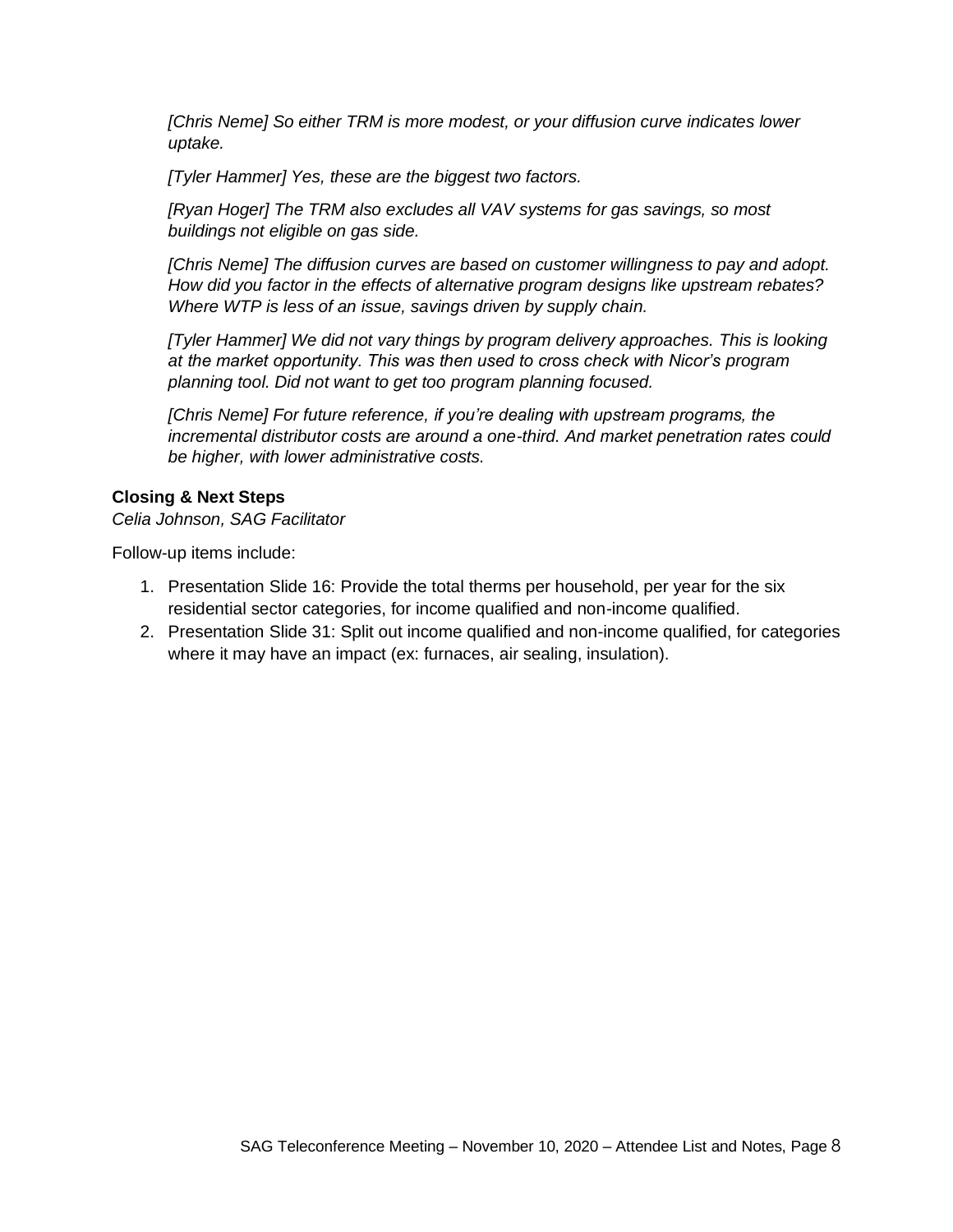*[Chris Neme] So either TRM is more modest, or your diffusion curve indicates lower uptake.*

*[Tyler Hammer] Yes, these are the biggest two factors.*

*[Ryan Hoger] The TRM also excludes all VAV systems for gas savings, so most buildings not eligible on gas side.*

*[Chris Neme] The diffusion curves are based on customer willingness to pay and adopt. How did you factor in the effects of alternative program designs like upstream rebates? Where WTP is less of an issue, savings driven by supply chain.*

*[Tyler Hammer] We did not vary things by program delivery approaches. This is looking at the market opportunity. This was then used to cross check with Nicor's program planning tool. Did not want to get too program planning focused.*

*[Chris Neme] For future reference, if you're dealing with upstream programs, the incremental distributor costs are around a one-third. And market penetration rates could be higher, with lower administrative costs.*

**Closing & Next Steps**

*Celia Johnson, SAG Facilitator*

Follow-up items include:

1. Presentation Slide 16: Provide the total therms per household, per year for the six residential sector categories, for income qualified and non-income qualified.
2. Presentation Slide 31: Split out income qualified and non-income qualified, for categories where it may have an impact (ex: furnaces, air sealing, insulation).